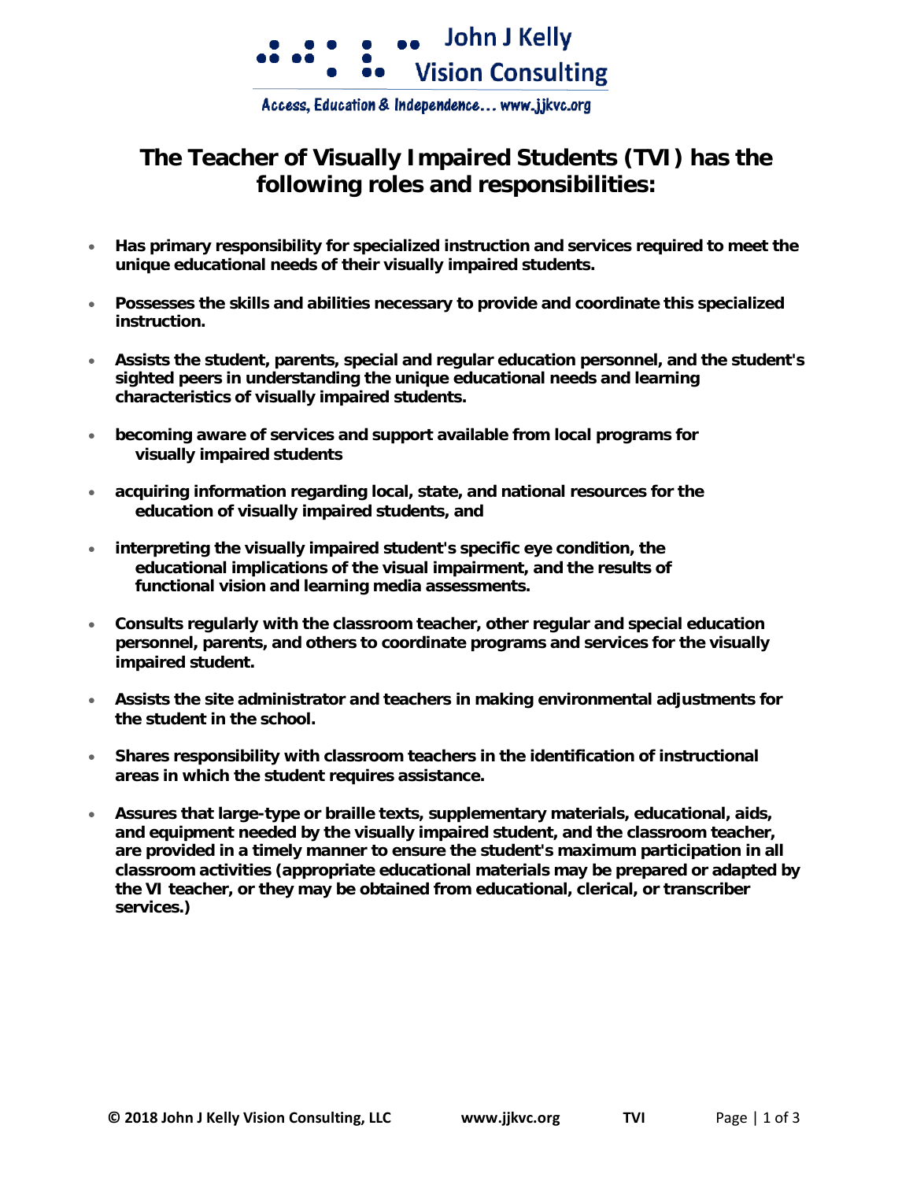John J Kelly Vision Consulting

Access, Education & Independence… www.jjkvc.org

# The Teacher of Visually Impaired Students (TVI) has the following roles and responsibilities:

- **Has primary responsibility for specialized instruction and services required to meet the unique educational needs of their visually impaired students.**
- **Possesses the skills and abilities necessary to provide and coordinate this specialized instruction.**
- **Assists the student, parents, special and regular education personnel, and the student's sighted peers in understanding the unique educational needs and learning characteristics of visually impaired students.**
- **becoming aware of services and support available from local programs for visually impaired students**
- **acquiring information regarding local, state, and national resources for the education of visually impaired students, and**
- **interpreting the visually impaired student's specific eye condition, the educational implications of the visual impairment, and the results of functional vision and learning media assessments.**
- **Consults regularly with the classroom teacher, other regular and special education personnel, parents, and others to coordinate programs and services for the visually impaired student.**
- **Assists the site administrator and teachers in making environmental adjustments for the student in the school.**
- **Shares responsibility with classroom teachers in the identification of instructional areas in which the student requires assistance.**
- **Assures that large-type or braille texts, supplementary materials, educational, aids, and equipment needed by the visually impaired student, and the classroom teacher, are provided in a timely manner to ensure the student's maximum participation in all classroom activities (appropriate educational materials may be prepared or adapted by the VI teacher, or they may be obtained from educational, clerical, or transcriber services.)**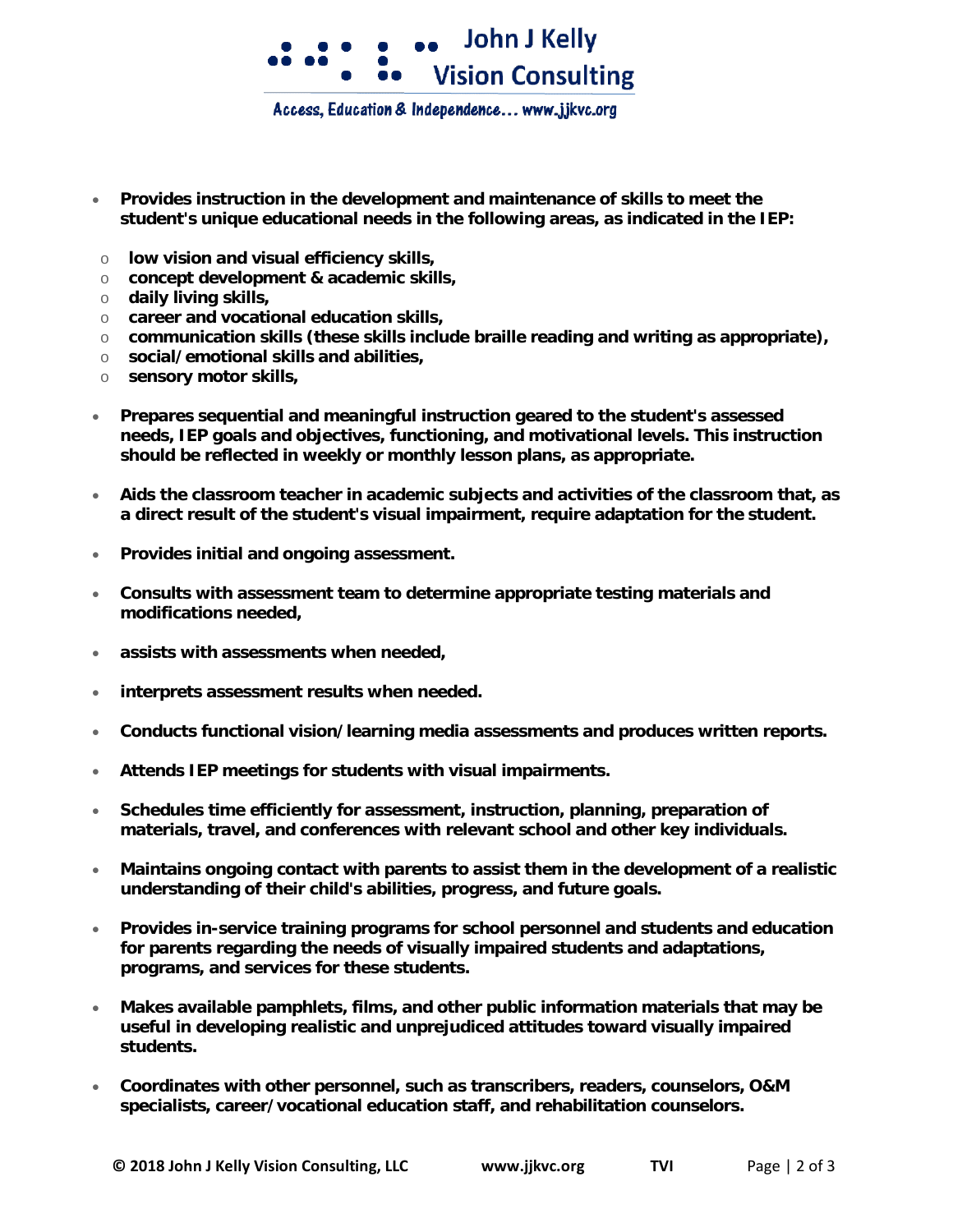- **Provides instruction in the development and maintenance of skills to meet the student's unique educational needs in the following areas, as indicated in the IEP:**
  - **low vision and visual efficiency skills,**
  - **concept development & academic skills,**
  - **daily living skills,**
  - **career and vocational education skills,**
  - **communication skills (these skills include braille reading and writing as appropriate),**
  - **social/emotional skills and abilities,**
  - **sensory motor skills,**

- **Prepares sequential and meaningful instruction geared to the student's assessed needs, IEP goals and objectives, functioning, and motivational levels. This instruction should be reflected in weekly or monthly lesson plans, as appropriate.**

- **Aids the classroom teacher in academic subjects and activities of the classroom that, as a direct result of the student's visual impairment, require adaptation for the student.**

- **Provides initial and ongoing assessment.**

- **Consults with assessment team to determine appropriate testing materials and modifications needed,**

- **assists with assessments when needed,**

- **interprets assessment results when needed.**

- **Conducts functional vision/learning media assessments and produces written reports.**

- **Attends IEP meetings for students with visual impairments.**

- **Schedules time efficiently for assessment, instruction, planning, preparation of materials, travel, and conferences with relevant school and other key individuals.**

- **Maintains ongoing contact with parents to assist them in the development of a realistic understanding of their child's abilities, progress, and future goals.**

- **Provides in-service training programs for school personnel and students and education for parents regarding the needs of visually impaired students and adaptations, programs, and services for these students.**

- **Makes available pamphlets, films, and other public information materials that may be useful in developing realistic and unprejudiced attitudes toward visually impaired students.**

- **Coordinates with other personnel, such as transcribers, readers, counselors, O&M specialists, career/vocational education staff, and rehabilitation counselors.**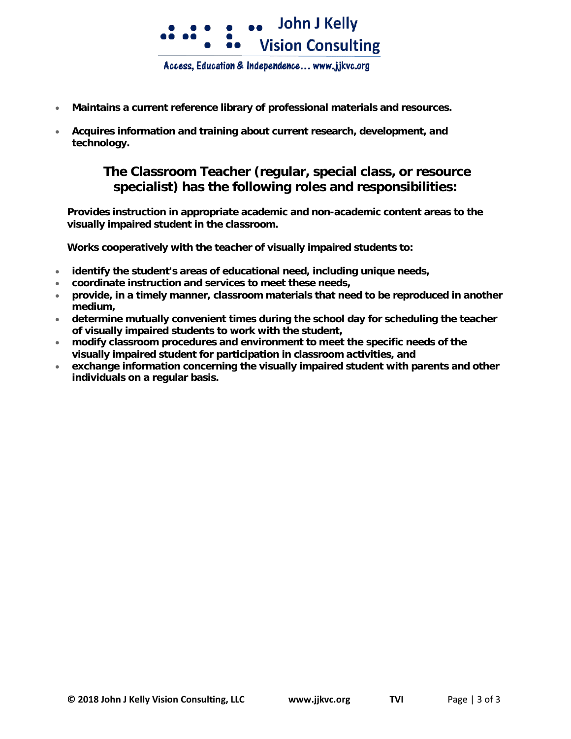- **Maintains a current reference library of professional materials and resources.**
- **Acquires information and training about current research, development, and technology.**

## The Classroom Teacher (regular, special class, or resource specialist) has the following roles and responsibilities:

**Provides instruction in appropriate academic and non-academic content areas to the visually impaired student in the classroom.**

**Works cooperatively with the teacher of visually impaired students to:**

- **identify the student's areas of educational need, including unique needs,**
- **coordinate instruction and services to meet these needs,**
- **provide, in a timely manner, classroom materials that need to be reproduced in another medium,**
- **determine mutually convenient times during the school day for scheduling the teacher of visually impaired students to work with the student,**
- **modify classroom procedures and environment to meet the specific needs of the visually impaired student for participation in classroom activities, and**
- **exchange information concerning the visually impaired student with parents and other individuals on a regular basis.**